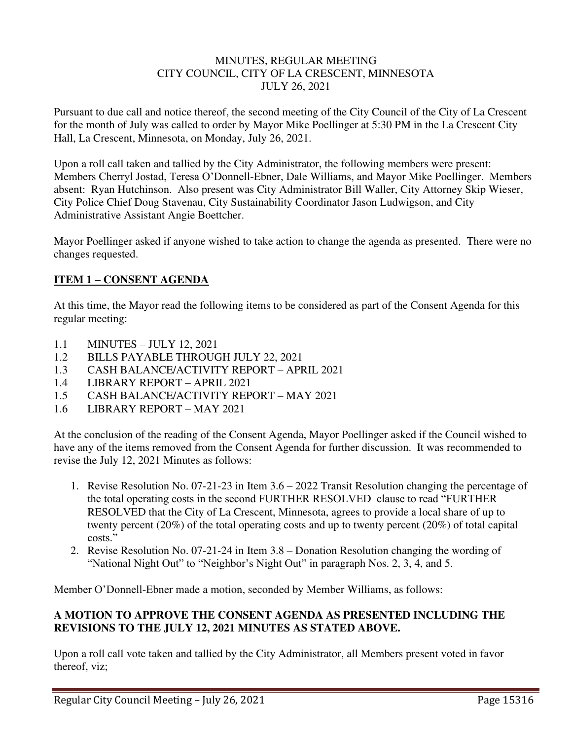MINUTES, REGULAR MEETING
CITY COUNCIL, CITY OF LA CRESCENT, MINNESOTA
JULY 26, 2021

Pursuant to due call and notice thereof, the second meeting of the City Council of the City of La Crescent for the month of July was called to order by Mayor Mike Poellinger at 5:30 PM in the La Crescent City Hall, La Crescent, Minnesota, on Monday, July 26, 2021.

Upon a roll call taken and tallied by the City Administrator, the following members were present: Members Cherryl Jostad, Teresa O'Donnell-Ebner, Dale Williams, and Mayor Mike Poellinger. Members absent: Ryan Hutchinson. Also present was City Administrator Bill Waller, City Attorney Skip Wieser, City Police Chief Doug Stavenau, City Sustainability Coordinator Jason Ludwigson, and City Administrative Assistant Angie Boettcher.

Mayor Poellinger asked if anyone wished to take action to change the agenda as presented. There were no changes requested.

## ITEM 1 – CONSENT AGENDA

At this time, the Mayor read the following items to be considered as part of the Consent Agenda for this regular meeting:

1.1 MINUTES – JULY 12, 2021
1.2 BILLS PAYABLE THROUGH JULY 22, 2021
1.3 CASH BALANCE/ACTIVITY REPORT – APRIL 2021
1.4 LIBRARY REPORT – APRIL 2021
1.5 CASH BALANCE/ACTIVITY REPORT – MAY 2021
1.6 LIBRARY REPORT – MAY 2021

At the conclusion of the reading of the Consent Agenda, Mayor Poellinger asked if the Council wished to have any of the items removed from the Consent Agenda for further discussion. It was recommended to revise the July 12, 2021 Minutes as follows:

1. Revise Resolution No. 07-21-23 in Item 3.6 – 2022 Transit Resolution changing the percentage of the total operating costs in the second FURTHER RESOLVED clause to read "FURTHER RESOLVED that the City of La Crescent, Minnesota, agrees to provide a local share of up to twenty percent (20%) of the total operating costs and up to twenty percent (20%) of total capital costs."
2. Revise Resolution No. 07-21-24 in Item 3.8 – Donation Resolution changing the wording of "National Night Out" to "Neighbor's Night Out" in paragraph Nos. 2, 3, 4, and 5.

Member O'Donnell-Ebner made a motion, seconded by Member Williams, as follows:

**A MOTION TO APPROVE THE CONSENT AGENDA AS PRESENTED INCLUDING THE REVISIONS TO THE JULY 12, 2021 MINUTES AS STATED ABOVE.**

Upon a roll call vote taken and tallied by the City Administrator, all Members present voted in favor thereof, viz;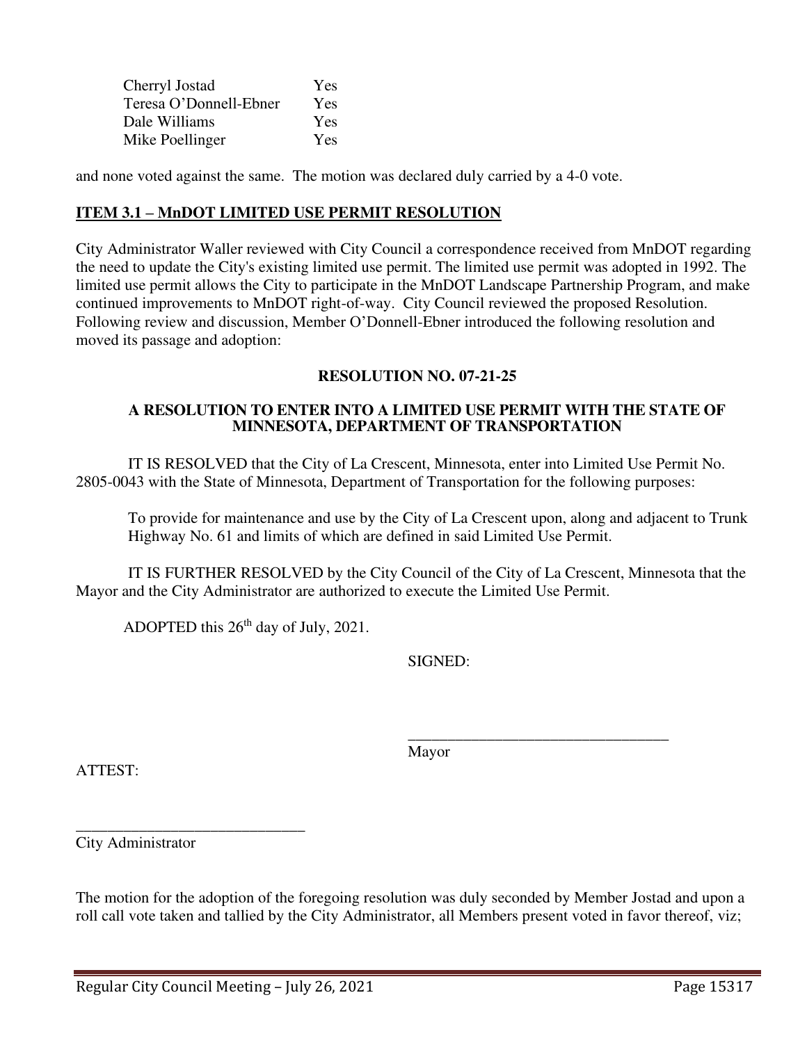| | |
|---|---|
| Cherryl Jostad | Yes |
| Teresa O'Donnell-Ebner | Yes |
| Dale Williams | Yes |
| Mike Poellinger | Yes |

and none voted against the same. The motion was declared duly carried by a 4-0 vote.

**ITEM 3.1 – MnDOT LIMITED USE PERMIT RESOLUTION**

City Administrator Waller reviewed with City Council a correspondence received from MnDOT regarding the need to update the City's existing limited use permit. The limited use permit was adopted in 1992. The limited use permit allows the City to participate in the MnDOT Landscape Partnership Program, and make continued improvements to MnDOT right-of-way. City Council reviewed the proposed Resolution. Following review and discussion, Member O'Donnell-Ebner introduced the following resolution and moved its passage and adoption:

**RESOLUTION NO. 07-21-25**

**A RESOLUTION TO ENTER INTO A LIMITED USE PERMIT WITH THE STATE OF MINNESOTA, DEPARTMENT OF TRANSPORTATION**

IT IS RESOLVED that the City of La Crescent, Minnesota, enter into Limited Use Permit No. 2805-0043 with the State of Minnesota, Department of Transportation for the following purposes:

To provide for maintenance and use by the City of La Crescent upon, along and adjacent to Trunk Highway No. 61 and limits of which are defined in said Limited Use Permit.

IT IS FURTHER RESOLVED by the City Council of the City of La Crescent, Minnesota that the Mayor and the City Administrator are authorized to execute the Limited Use Permit.

ADOPTED this 26th day of July, 2021.

SIGNED:

\_\_\_\_\_\_\_\_\_\_\_\_\_\_\_\_\_\_\_\_\_\_\_\_\_\_\_\_\_\_\_\_\_
Mayor

ATTEST:

\_\_\_\_\_\_\_\_\_\_\_\_\_\_\_\_\_\_\_\_\_\_\_\_\_\_\_\_\_
City Administrator

The motion for the adoption of the foregoing resolution was duly seconded by Member Jostad and upon a roll call vote taken and tallied by the City Administrator, all Members present voted in favor thereof, viz;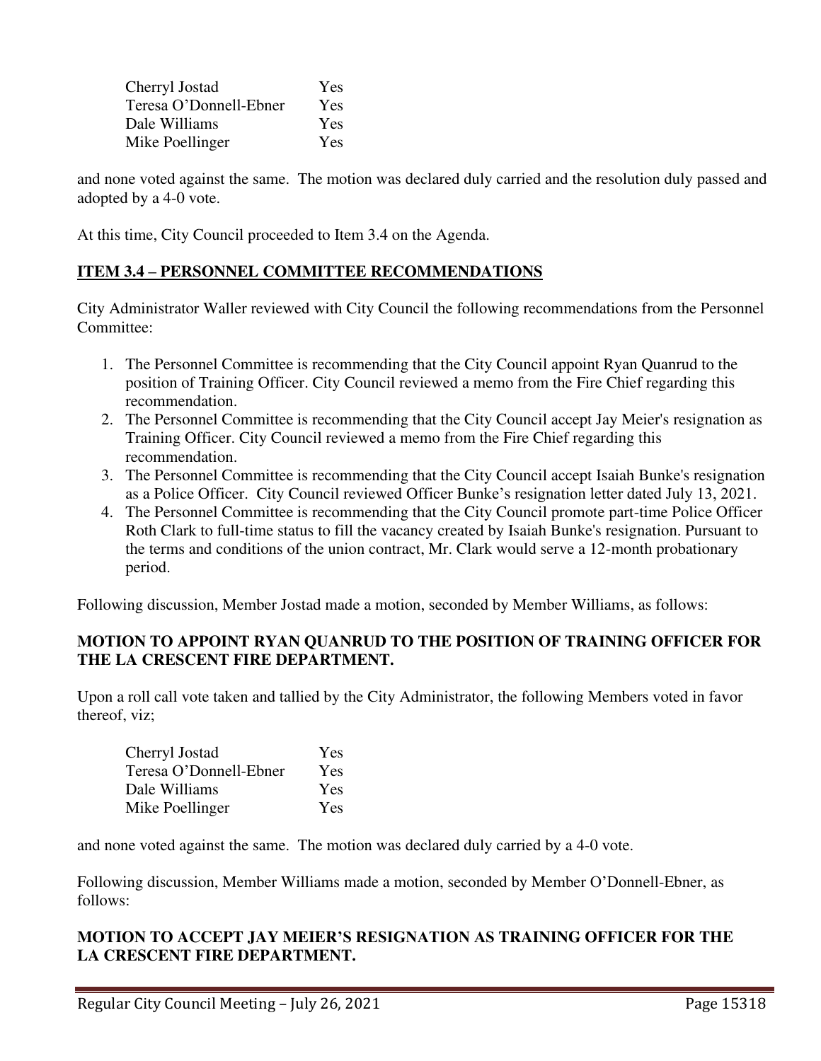| | |
|---|---|
| Cherryl Jostad | Yes |
| Teresa O'Donnell-Ebner | Yes |
| Dale Williams | Yes |
| Mike Poellinger | Yes |

and none voted against the same. The motion was declared duly carried and the resolution duly passed and adopted by a 4-0 vote.

At this time, City Council proceeded to Item 3.4 on the Agenda.

## ITEM 3.4 – PERSONNEL COMMITTEE RECOMMENDATIONS

City Administrator Waller reviewed with City Council the following recommendations from the Personnel Committee:

1. The Personnel Committee is recommending that the City Council appoint Ryan Quanrud to the position of Training Officer. City Council reviewed a memo from the Fire Chief regarding this recommendation.
2. The Personnel Committee is recommending that the City Council accept Jay Meier's resignation as Training Officer. City Council reviewed a memo from the Fire Chief regarding this recommendation.
3. The Personnel Committee is recommending that the City Council accept Isaiah Bunke's resignation as a Police Officer. City Council reviewed Officer Bunke's resignation letter dated July 13, 2021.
4. The Personnel Committee is recommending that the City Council promote part-time Police Officer Roth Clark to full-time status to fill the vacancy created by Isaiah Bunke's resignation. Pursuant to the terms and conditions of the union contract, Mr. Clark would serve a 12-month probationary period.

Following discussion, Member Jostad made a motion, seconded by Member Williams, as follows:

**MOTION TO APPOINT RYAN QUANRUD TO THE POSITION OF TRAINING OFFICER FOR THE LA CRESCENT FIRE DEPARTMENT.**

Upon a roll call vote taken and tallied by the City Administrator, the following Members voted in favor thereof, viz;

| | |
|---|---|
| Cherryl Jostad | Yes |
| Teresa O'Donnell-Ebner | Yes |
| Dale Williams | Yes |
| Mike Poellinger | Yes |

and none voted against the same. The motion was declared duly carried by a 4-0 vote.

Following discussion, Member Williams made a motion, seconded by Member O'Donnell-Ebner, as follows:

**MOTION TO ACCEPT JAY MEIER'S RESIGNATION AS TRAINING OFFICER FOR THE LA CRESCENT FIRE DEPARTMENT.**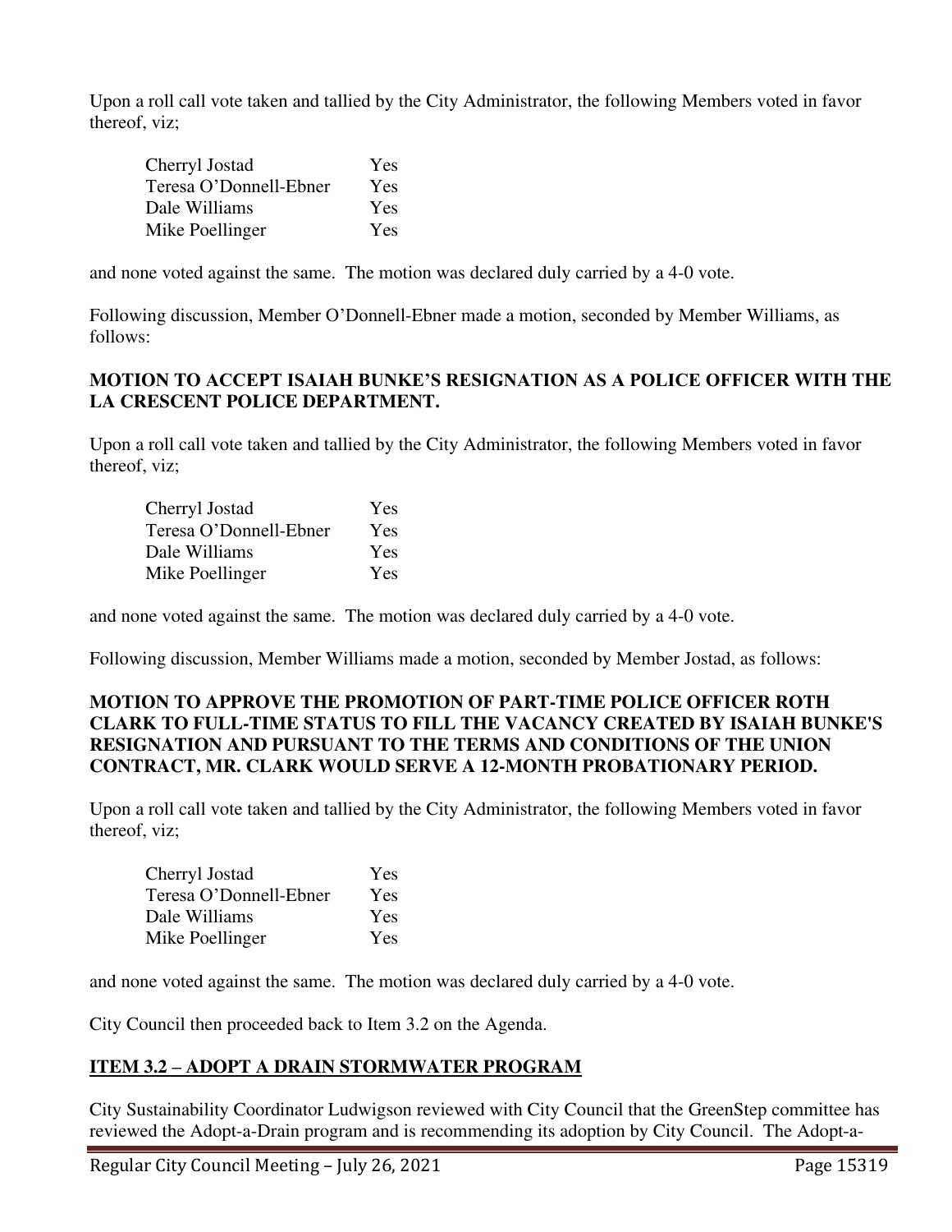Upon a roll call vote taken and tallied by the City Administrator, the following Members voted in favor thereof, viz;

| | |
|---|---|
| Cherryl Jostad | Yes |
| Teresa O'Donnell-Ebner | Yes |
| Dale Williams | Yes |
| Mike Poellinger | Yes |

and none voted against the same. The motion was declared duly carried by a 4-0 vote.

Following discussion, Member O'Donnell-Ebner made a motion, seconded by Member Williams, as follows:

**MOTION TO ACCEPT ISAIAH BUNKE'S RESIGNATION AS A POLICE OFFICER WITH THE LA CRESCENT POLICE DEPARTMENT.**

Upon a roll call vote taken and tallied by the City Administrator, the following Members voted in favor thereof, viz;

| | |
|---|---|
| Cherryl Jostad | Yes |
| Teresa O'Donnell-Ebner | Yes |
| Dale Williams | Yes |
| Mike Poellinger | Yes |

and none voted against the same. The motion was declared duly carried by a 4-0 vote.

Following discussion, Member Williams made a motion, seconded by Member Jostad, as follows:

**MOTION TO APPROVE THE PROMOTION OF PART-TIME POLICE OFFICER ROTH CLARK TO FULL-TIME STATUS TO FILL THE VACANCY CREATED BY ISAIAH BUNKE'S RESIGNATION AND PURSUANT TO THE TERMS AND CONDITIONS OF THE UNION CONTRACT, MR. CLARK WOULD SERVE A 12-MONTH PROBATIONARY PERIOD.**

Upon a roll call vote taken and tallied by the City Administrator, the following Members voted in favor thereof, viz;

| | |
|---|---|
| Cherryl Jostad | Yes |
| Teresa O'Donnell-Ebner | Yes |
| Dale Williams | Yes |
| Mike Poellinger | Yes |

and none voted against the same. The motion was declared duly carried by a 4-0 vote.

City Council then proceeded back to Item 3.2 on the Agenda.

## ITEM 3.2 – ADOPT A DRAIN STORMWATER PROGRAM

City Sustainability Coordinator Ludwigson reviewed with City Council that the GreenStep committee has reviewed the Adopt-a-Drain program and is recommending its adoption by City Council. The Adopt-a-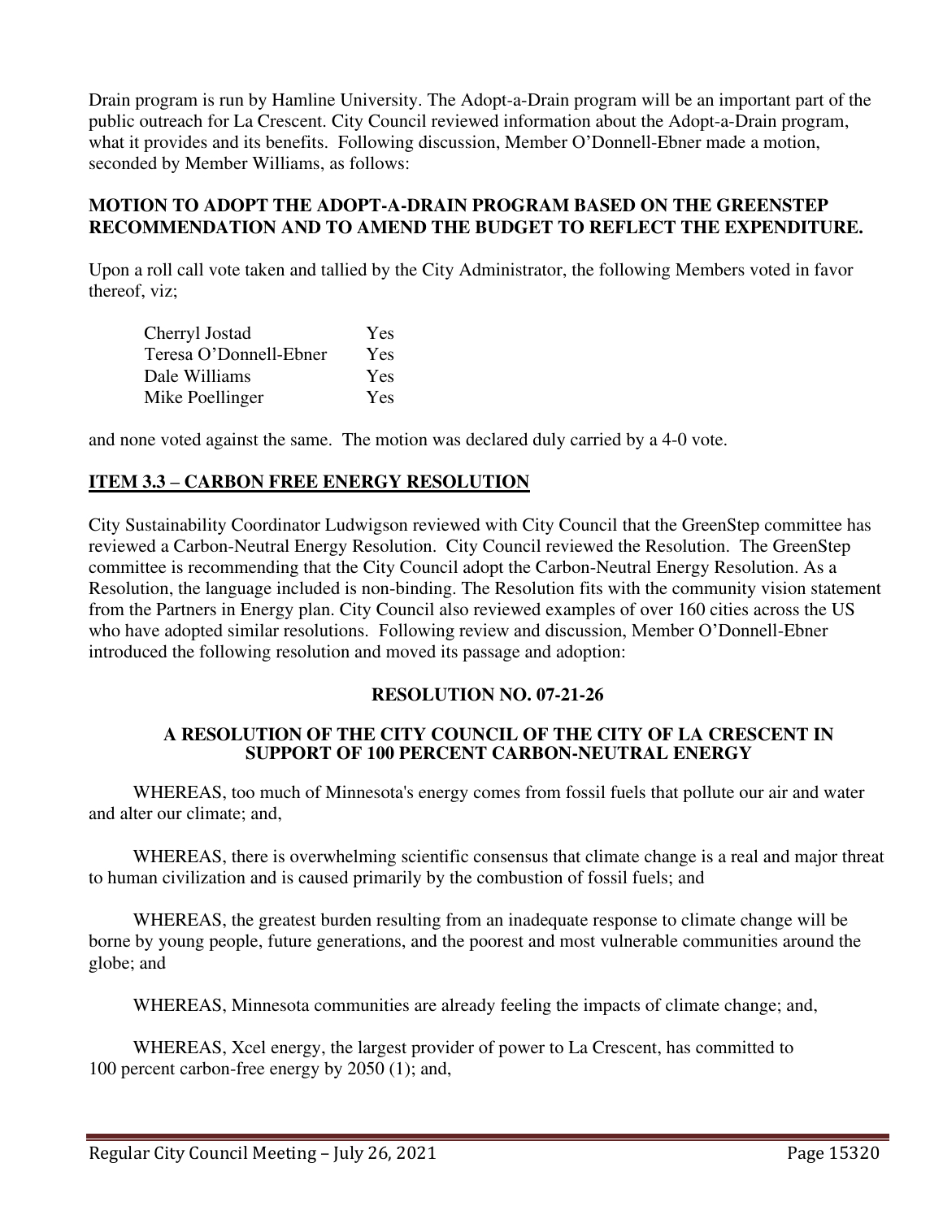Drain program is run by Hamline University. The Adopt-a-Drain program will be an important part of the public outreach for La Crescent. City Council reviewed information about the Adopt-a-Drain program, what it provides and its benefits. Following discussion, Member O'Donnell-Ebner made a motion, seconded by Member Williams, as follows:

**MOTION TO ADOPT THE ADOPT-A-DRAIN PROGRAM BASED ON THE GREENSTEP RECOMMENDATION AND TO AMEND THE BUDGET TO REFLECT THE EXPENDITURE.**

Upon a roll call vote taken and tallied by the City Administrator, the following Members voted in favor thereof, viz;

| | |
|---|---|
| Cherryl Jostad | Yes |
| Teresa O'Donnell-Ebner | Yes |
| Dale Williams | Yes |
| Mike Poellinger | Yes |

and none voted against the same. The motion was declared duly carried by a 4-0 vote.

## ITEM 3.3 – CARBON FREE ENERGY RESOLUTION

City Sustainability Coordinator Ludwigson reviewed with City Council that the GreenStep committee has reviewed a Carbon-Neutral Energy Resolution. City Council reviewed the Resolution. The GreenStep committee is recommending that the City Council adopt the Carbon-Neutral Energy Resolution. As a Resolution, the language included is non-binding. The Resolution fits with the community vision statement from the Partners in Energy plan. City Council also reviewed examples of over 160 cities across the US who have adopted similar resolutions. Following review and discussion, Member O'Donnell-Ebner introduced the following resolution and moved its passage and adoption:

### RESOLUTION NO. 07-21-26

### A RESOLUTION OF THE CITY COUNCIL OF THE CITY OF LA CRESCENT IN SUPPORT OF 100 PERCENT CARBON-NEUTRAL ENERGY

WHEREAS, too much of Minnesota's energy comes from fossil fuels that pollute our air and water and alter our climate; and,

WHEREAS, there is overwhelming scientific consensus that climate change is a real and major threat to human civilization and is caused primarily by the combustion of fossil fuels; and

WHEREAS, the greatest burden resulting from an inadequate response to climate change will be borne by young people, future generations, and the poorest and most vulnerable communities around the globe; and

WHEREAS, Minnesota communities are already feeling the impacts of climate change; and,

WHEREAS, Xcel energy, the largest provider of power to La Crescent, has committed to 100 percent carbon-free energy by 2050 (1); and,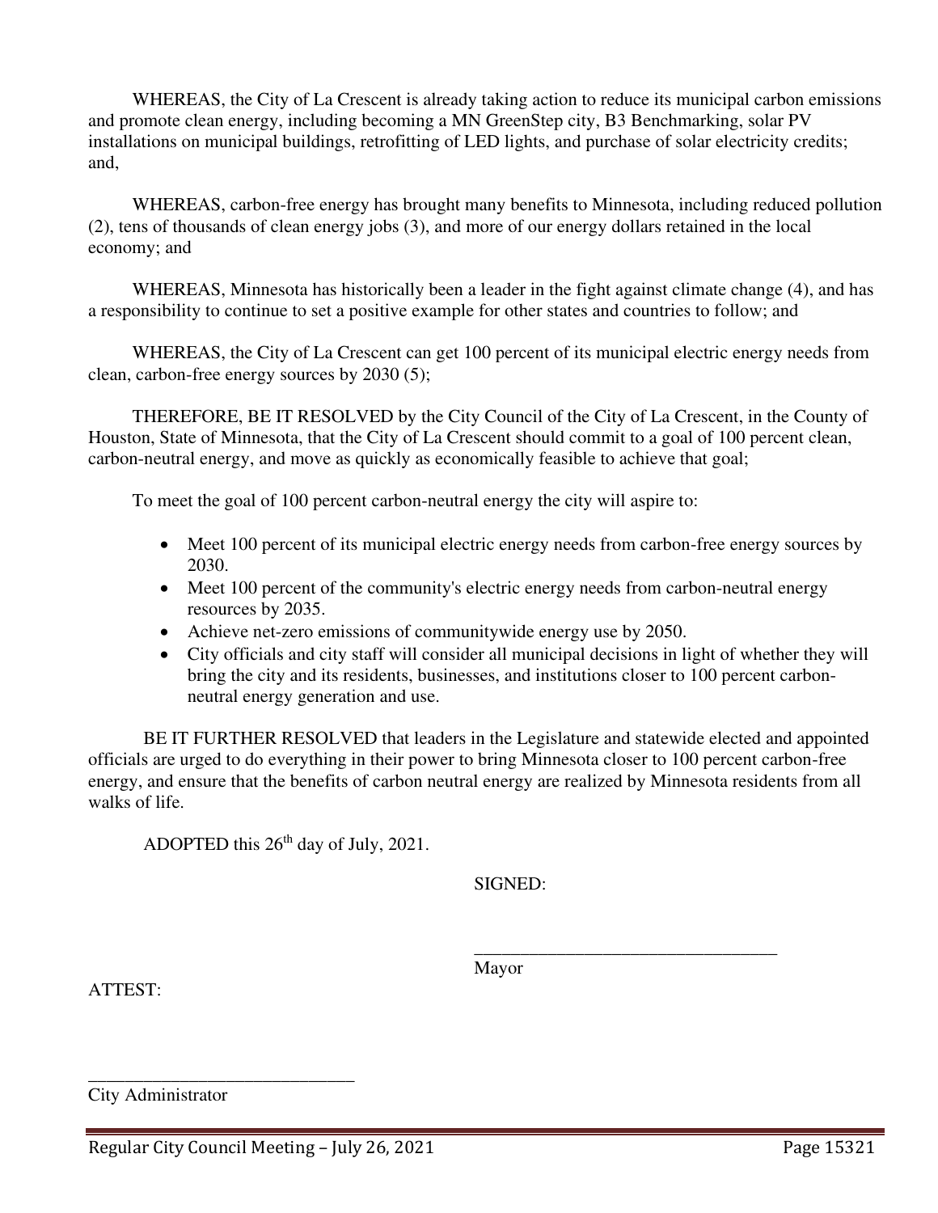WHEREAS, the City of La Crescent is already taking action to reduce its municipal carbon emissions and promote clean energy, including becoming a MN GreenStep city, B3 Benchmarking, solar PV installations on municipal buildings, retrofitting of LED lights, and purchase of solar electricity credits; and,

WHEREAS, carbon-free energy has brought many benefits to Minnesota, including reduced pollution (2), tens of thousands of clean energy jobs (3), and more of our energy dollars retained in the local economy; and

WHEREAS, Minnesota has historically been a leader in the fight against climate change (4), and has a responsibility to continue to set a positive example for other states and countries to follow; and

WHEREAS, the City of La Crescent can get 100 percent of its municipal electric energy needs from clean, carbon-free energy sources by 2030 (5);

THEREFORE, BE IT RESOLVED by the City Council of the City of La Crescent, in the County of Houston, State of Minnesota, that the City of La Crescent should commit to a goal of 100 percent clean, carbon-neutral energy, and move as quickly as economically feasible to achieve that goal;

To meet the goal of 100 percent carbon-neutral energy the city will aspire to:

- Meet 100 percent of its municipal electric energy needs from carbon-free energy sources by 2030.
- Meet 100 percent of the community's electric energy needs from carbon-neutral energy resources by 2035.
- Achieve net-zero emissions of communitywide energy use by 2050.
- City officials and city staff will consider all municipal decisions in light of whether they will bring the city and its residents, businesses, and institutions closer to 100 percent carbon-neutral energy generation and use.

BE IT FURTHER RESOLVED that leaders in the Legislature and statewide elected and appointed officials are urged to do everything in their power to bring Minnesota closer to 100 percent carbon-free energy, and ensure that the benefits of carbon neutral energy are realized by Minnesota residents from all walks of life.

ADOPTED this 26th day of July, 2021.

SIGNED:

\_\_\_\_\_\_\_\_\_\_\_\_\_\_\_\_\_\_\_\_\_\_\_\_\_\_\_\_\_\_\_\_\_\_
Mayor

ATTEST:

\_\_\_\_\_\_\_\_\_\_\_\_\_\_\_\_\_\_\_\_\_\_\_\_\_\_\_\_\_\_
City Administrator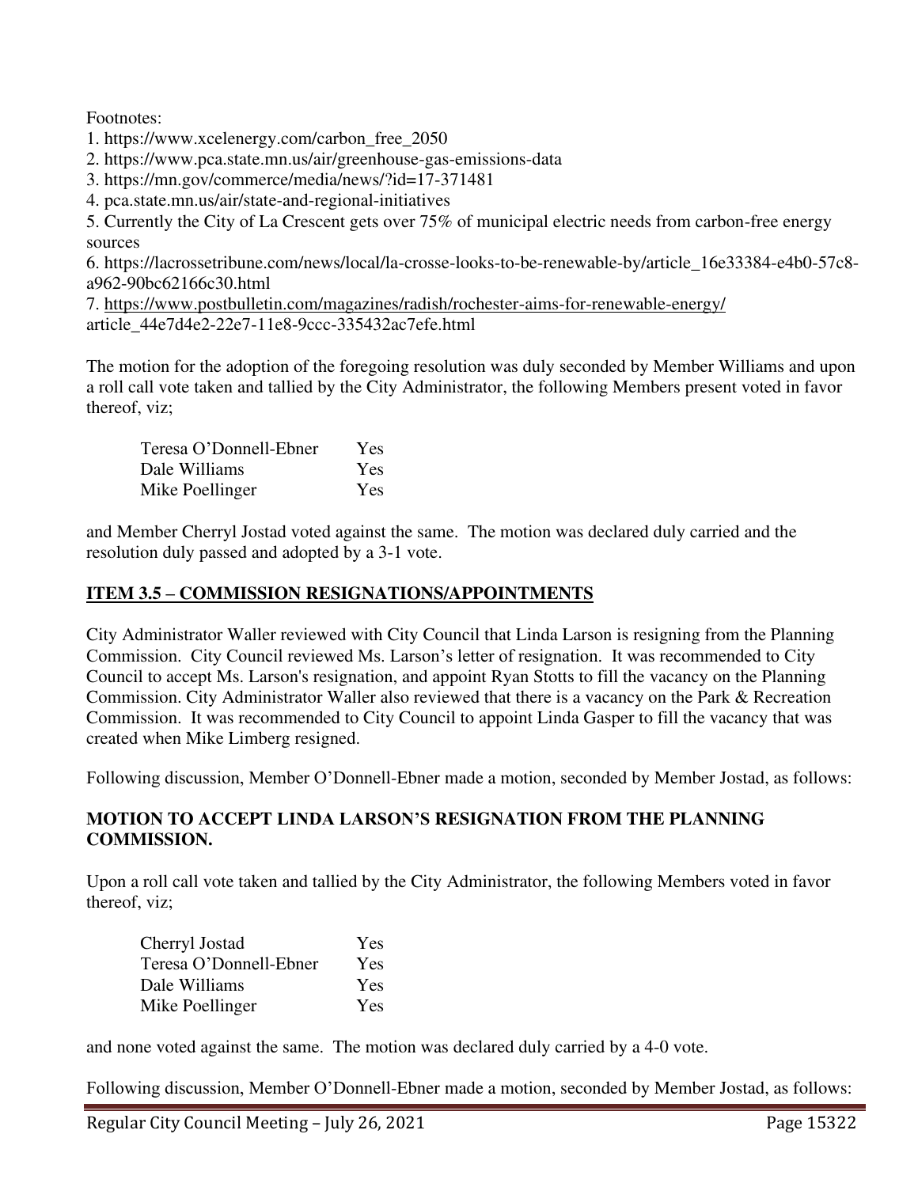Footnotes:

1. https://www.xcelenergy.com/carbon_free_2050
2. https://www.pca.state.mn.us/air/greenhouse-gas-emissions-data
3. https://mn.gov/commerce/media/news/?id=17-371481
4. pca.state.mn.us/air/state-and-regional-initiatives
5. Currently the City of La Crescent gets over 75% of municipal electric needs from carbon-free energy sources
6. https://lacrossetribune.com/news/local/la-crosse-looks-to-be-renewable-by/article_16e33384-e4b0-57c8-a962-90bc62166c30.html
7. https://www.postbulletin.com/magazines/radish/rochester-aims-for-renewable-energy/article_44e7d4e2-22e7-11e8-9ccc-335432ac7efe.html

The motion for the adoption of the foregoing resolution was duly seconded by Member Williams and upon a roll call vote taken and tallied by the City Administrator, the following Members present voted in favor thereof, viz;

| | |
|---|---|
| Teresa O'Donnell-Ebner | Yes |
| Dale Williams | Yes |
| Mike Poellinger | Yes |

and Member Cherryl Jostad voted against the same. The motion was declared duly carried and the resolution duly passed and adopted by a 3-1 vote.

## ITEM 3.5 – COMMISSION RESIGNATIONS/APPOINTMENTS

City Administrator Waller reviewed with City Council that Linda Larson is resigning from the Planning Commission. City Council reviewed Ms. Larson's letter of resignation. It was recommended to City Council to accept Ms. Larson's resignation, and appoint Ryan Stotts to fill the vacancy on the Planning Commission. City Administrator Waller also reviewed that there is a vacancy on the Park & Recreation Commission. It was recommended to City Council to appoint Linda Gasper to fill the vacancy that was created when Mike Limberg resigned.

Following discussion, Member O'Donnell-Ebner made a motion, seconded by Member Jostad, as follows:

**MOTION TO ACCEPT LINDA LARSON'S RESIGNATION FROM THE PLANNING COMMISSION.**

Upon a roll call vote taken and tallied by the City Administrator, the following Members voted in favor thereof, viz;

| | |
|---|---|
| Cherryl Jostad | Yes |
| Teresa O'Donnell-Ebner | Yes |
| Dale Williams | Yes |
| Mike Poellinger | Yes |

and none voted against the same. The motion was declared duly carried by a 4-0 vote.

Following discussion, Member O'Donnell-Ebner made a motion, seconded by Member Jostad, as follows: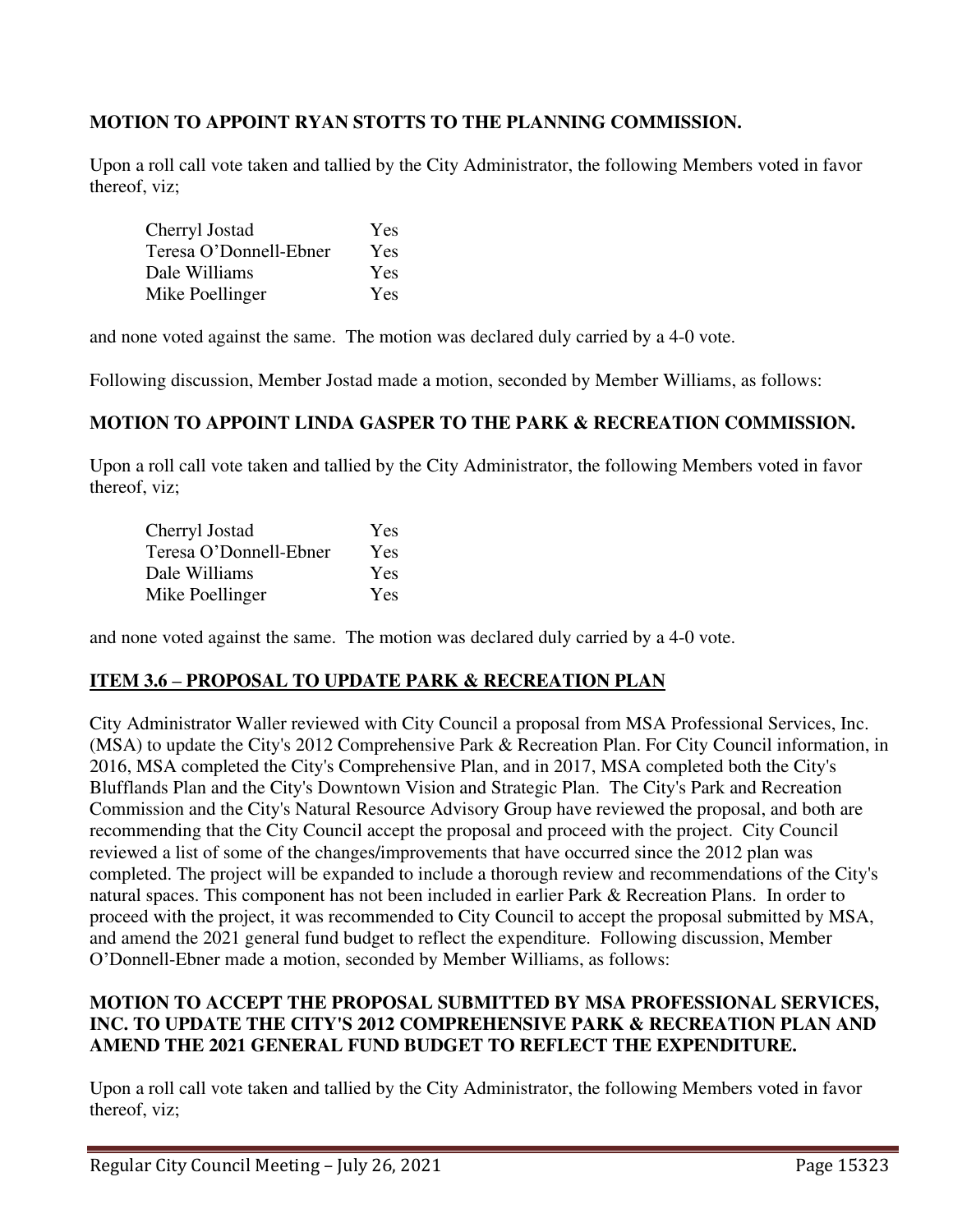**MOTION TO APPOINT RYAN STOTTS TO THE PLANNING COMMISSION.**

Upon a roll call vote taken and tallied by the City Administrator, the following Members voted in favor thereof, viz;

| | |
|---|---|
| Cherryl Jostad | Yes |
| Teresa O'Donnell-Ebner | Yes |
| Dale Williams | Yes |
| Mike Poellinger | Yes |

and none voted against the same. The motion was declared duly carried by a 4-0 vote.

Following discussion, Member Jostad made a motion, seconded by Member Williams, as follows:

**MOTION TO APPOINT LINDA GASPER TO THE PARK & RECREATION COMMISSION.**

Upon a roll call vote taken and tallied by the City Administrator, the following Members voted in favor thereof, viz;

| | |
|---|---|
| Cherryl Jostad | Yes |
| Teresa O'Donnell-Ebner | Yes |
| Dale Williams | Yes |
| Mike Poellinger | Yes |

and none voted against the same. The motion was declared duly carried by a 4-0 vote.

## ITEM 3.6 – PROPOSAL TO UPDATE PARK & RECREATION PLAN

City Administrator Waller reviewed with City Council a proposal from MSA Professional Services, Inc. (MSA) to update the City's 2012 Comprehensive Park & Recreation Plan. For City Council information, in 2016, MSA completed the City's Comprehensive Plan, and in 2017, MSA completed both the City's Blufflands Plan and the City's Downtown Vision and Strategic Plan. The City's Park and Recreation Commission and the City's Natural Resource Advisory Group have reviewed the proposal, and both are recommending that the City Council accept the proposal and proceed with the project. City Council reviewed a list of some of the changes/improvements that have occurred since the 2012 plan was completed. The project will be expanded to include a thorough review and recommendations of the City's natural spaces. This component has not been included in earlier Park & Recreation Plans. In order to proceed with the project, it was recommended to City Council to accept the proposal submitted by MSA, and amend the 2021 general fund budget to reflect the expenditure. Following discussion, Member O'Donnell-Ebner made a motion, seconded by Member Williams, as follows:

**MOTION TO ACCEPT THE PROPOSAL SUBMITTED BY MSA PROFESSIONAL SERVICES, INC. TO UPDATE THE CITY'S 2012 COMPREHENSIVE PARK & RECREATION PLAN AND AMEND THE 2021 GENERAL FUND BUDGET TO REFLECT THE EXPENDITURE.**

Upon a roll call vote taken and tallied by the City Administrator, the following Members voted in favor thereof, viz;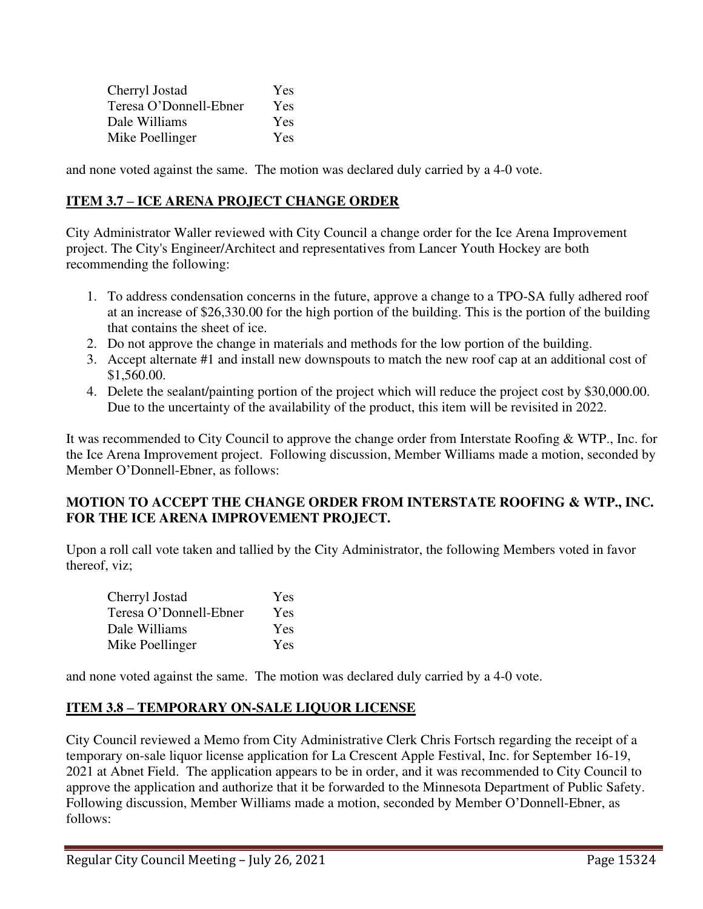| | |
|---|---|
| Cherryl Jostad | Yes |
| Teresa O'Donnell-Ebner | Yes |
| Dale Williams | Yes |
| Mike Poellinger | Yes |

and none voted against the same. The motion was declared duly carried by a 4-0 vote.

## ITEM 3.7 – ICE ARENA PROJECT CHANGE ORDER

City Administrator Waller reviewed with City Council a change order for the Ice Arena Improvement project. The City's Engineer/Architect and representatives from Lancer Youth Hockey are both recommending the following:

1. To address condensation concerns in the future, approve a change to a TPO-SA fully adhered roof at an increase of $26,330.00 for the high portion of the building. This is the portion of the building that contains the sheet of ice.
2. Do not approve the change in materials and methods for the low portion of the building.
3. Accept alternate #1 and install new downspouts to match the new roof cap at an additional cost of $1,560.00.
4. Delete the sealant/painting portion of the project which will reduce the project cost by $30,000.00. Due to the uncertainty of the availability of the product, this item will be revisited in 2022.

It was recommended to City Council to approve the change order from Interstate Roofing & WTP., Inc. for the Ice Arena Improvement project. Following discussion, Member Williams made a motion, seconded by Member O'Donnell-Ebner, as follows:

**MOTION TO ACCEPT THE CHANGE ORDER FROM INTERSTATE ROOFING & WTP., INC. FOR THE ICE ARENA IMPROVEMENT PROJECT.**

Upon a roll call vote taken and tallied by the City Administrator, the following Members voted in favor thereof, viz;

| | |
|---|---|
| Cherryl Jostad | Yes |
| Teresa O'Donnell-Ebner | Yes |
| Dale Williams | Yes |
| Mike Poellinger | Yes |

and none voted against the same. The motion was declared duly carried by a 4-0 vote.

## ITEM 3.8 – TEMPORARY ON-SALE LIQUOR LICENSE

City Council reviewed a Memo from City Administrative Clerk Chris Fortsch regarding the receipt of a temporary on-sale liquor license application for La Crescent Apple Festival, Inc. for September 16-19, 2021 at Abnet Field. The application appears to be in order, and it was recommended to City Council to approve the application and authorize that it be forwarded to the Minnesota Department of Public Safety. Following discussion, Member Williams made a motion, seconded by Member O'Donnell-Ebner, as follows: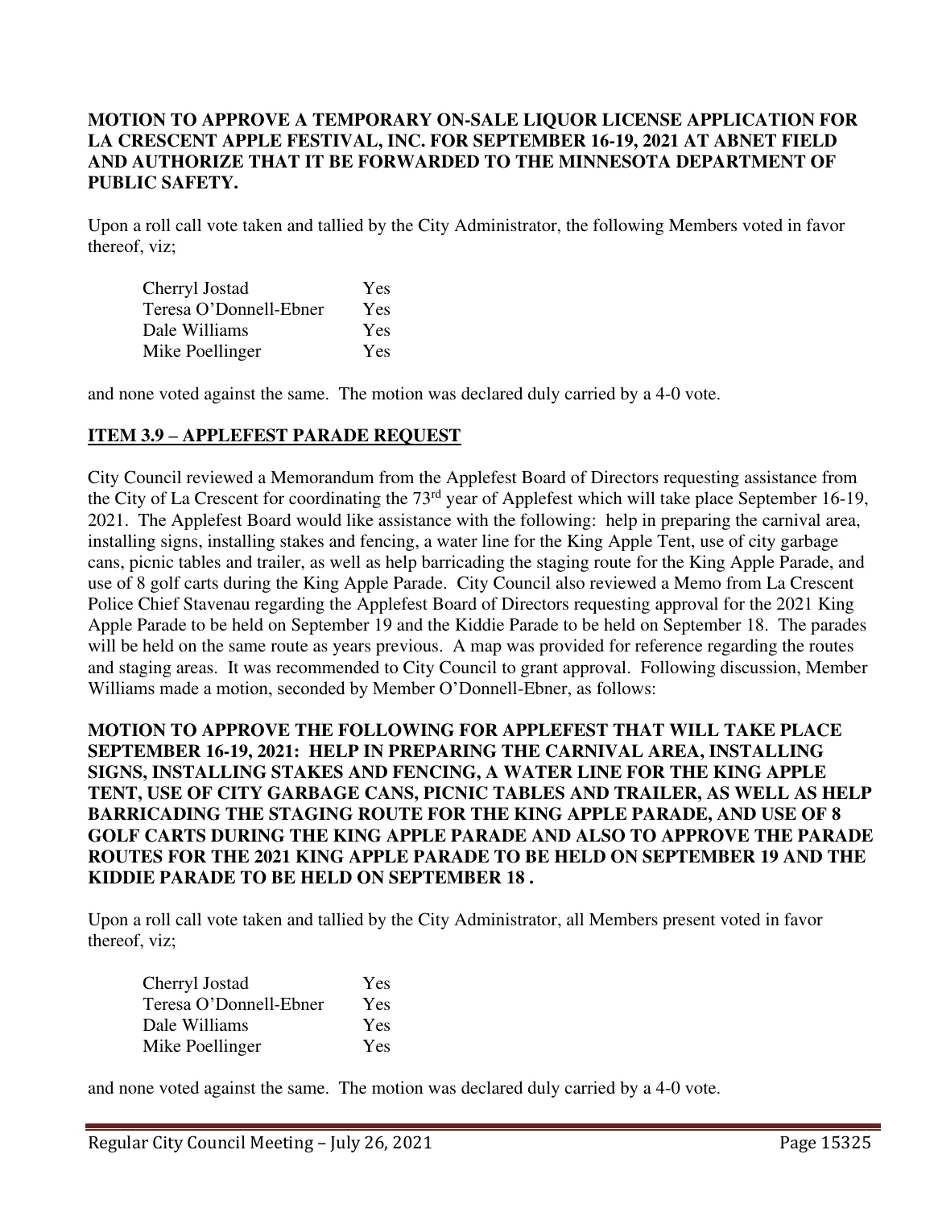**MOTION TO APPROVE A TEMPORARY ON-SALE LIQUOR LICENSE APPLICATION FOR LA CRESCENT APPLE FESTIVAL, INC. FOR SEPTEMBER 16-19, 2021 AT ABNET FIELD AND AUTHORIZE THAT IT BE FORWARDED TO THE MINNESOTA DEPARTMENT OF PUBLIC SAFETY.**

Upon a roll call vote taken and tallied by the City Administrator, the following Members voted in favor thereof, viz;

| | |
|---|---|
| Cherryl Jostad | Yes |
| Teresa O'Donnell-Ebner | Yes |
| Dale Williams | Yes |
| Mike Poellinger | Yes |

and none voted against the same. The motion was declared duly carried by a 4-0 vote.

## ITEM 3.9 – APPLEFEST PARADE REQUEST

City Council reviewed a Memorandum from the Applefest Board of Directors requesting assistance from the City of La Crescent for coordinating the 73rd year of Applefest which will take place September 16-19, 2021. The Applefest Board would like assistance with the following: help in preparing the carnival area, installing signs, installing stakes and fencing, a water line for the King Apple Tent, use of city garbage cans, picnic tables and trailer, as well as help barricading the staging route for the King Apple Parade, and use of 8 golf carts during the King Apple Parade. City Council also reviewed a Memo from La Crescent Police Chief Stavenau regarding the Applefest Board of Directors requesting approval for the 2021 King Apple Parade to be held on September 19 and the Kiddie Parade to be held on September 18. The parades will be held on the same route as years previous. A map was provided for reference regarding the routes and staging areas. It was recommended to City Council to grant approval. Following discussion, Member Williams made a motion, seconded by Member O'Donnell-Ebner, as follows:

**MOTION TO APPROVE THE FOLLOWING FOR APPLEFEST THAT WILL TAKE PLACE SEPTEMBER 16-19, 2021: HELP IN PREPARING THE CARNIVAL AREA, INSTALLING SIGNS, INSTALLING STAKES AND FENCING, A WATER LINE FOR THE KING APPLE TENT, USE OF CITY GARBAGE CANS, PICNIC TABLES AND TRAILER, AS WELL AS HELP BARRICADING THE STAGING ROUTE FOR THE KING APPLE PARADE, AND USE OF 8 GOLF CARTS DURING THE KING APPLE PARADE AND ALSO TO APPROVE THE PARADE ROUTES FOR THE 2021 KING APPLE PARADE TO BE HELD ON SEPTEMBER 19 AND THE KIDDIE PARADE TO BE HELD ON SEPTEMBER 18 .**

Upon a roll call vote taken and tallied by the City Administrator, all Members present voted in favor thereof, viz;

| | |
|---|---|
| Cherryl Jostad | Yes |
| Teresa O'Donnell-Ebner | Yes |
| Dale Williams | Yes |
| Mike Poellinger | Yes |

and none voted against the same. The motion was declared duly carried by a 4-0 vote.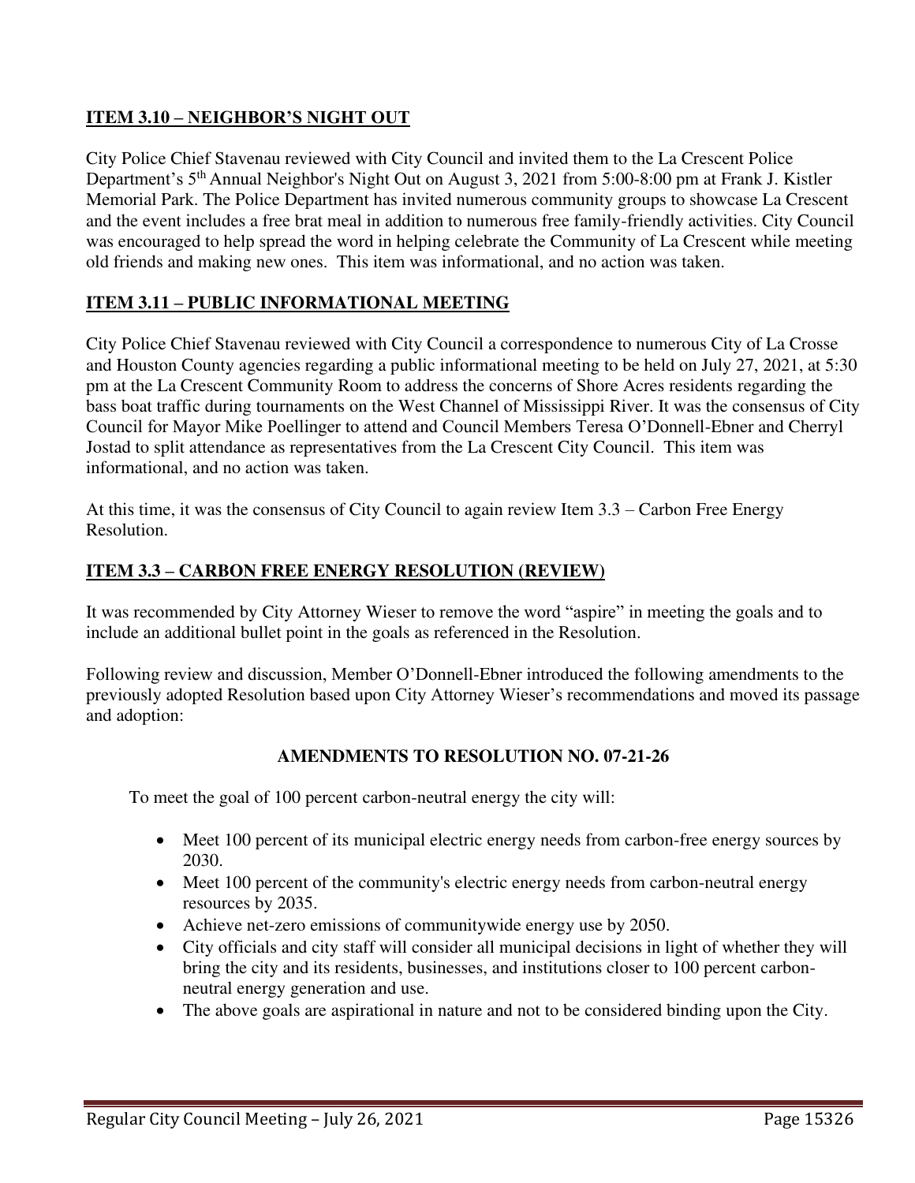## ITEM 3.10 – NEIGHBOR'S NIGHT OUT

City Police Chief Stavenau reviewed with City Council and invited them to the La Crescent Police Department's 5th Annual Neighbor's Night Out on August 3, 2021 from 5:00-8:00 pm at Frank J. Kistler Memorial Park. The Police Department has invited numerous community groups to showcase La Crescent and the event includes a free brat meal in addition to numerous free family-friendly activities. City Council was encouraged to help spread the word in helping celebrate the Community of La Crescent while meeting old friends and making new ones. This item was informational, and no action was taken.

## ITEM 3.11 – PUBLIC INFORMATIONAL MEETING

City Police Chief Stavenau reviewed with City Council a correspondence to numerous City of La Crosse and Houston County agencies regarding a public informational meeting to be held on July 27, 2021, at 5:30 pm at the La Crescent Community Room to address the concerns of Shore Acres residents regarding the bass boat traffic during tournaments on the West Channel of Mississippi River. It was the consensus of City Council for Mayor Mike Poellinger to attend and Council Members Teresa O'Donnell-Ebner and Cherryl Jostad to split attendance as representatives from the La Crescent City Council. This item was informational, and no action was taken.

At this time, it was the consensus of City Council to again review Item 3.3 – Carbon Free Energy Resolution.

## ITEM 3.3 – CARBON FREE ENERGY RESOLUTION (REVIEW)

It was recommended by City Attorney Wieser to remove the word "aspire" in meeting the goals and to include an additional bullet point in the goals as referenced in the Resolution.

Following review and discussion, Member O'Donnell-Ebner introduced the following amendments to the previously adopted Resolution based upon City Attorney Wieser's recommendations and moved its passage and adoption:

### AMENDMENTS TO RESOLUTION NO. 07-21-26

To meet the goal of 100 percent carbon-neutral energy the city will:

- Meet 100 percent of its municipal electric energy needs from carbon-free energy sources by 2030.
- Meet 100 percent of the community's electric energy needs from carbon-neutral energy resources by 2035.
- Achieve net-zero emissions of communitywide energy use by 2050.
- City officials and city staff will consider all municipal decisions in light of whether they will bring the city and its residents, businesses, and institutions closer to 100 percent carbon-neutral energy generation and use.
- The above goals are aspirational in nature and not to be considered binding upon the City.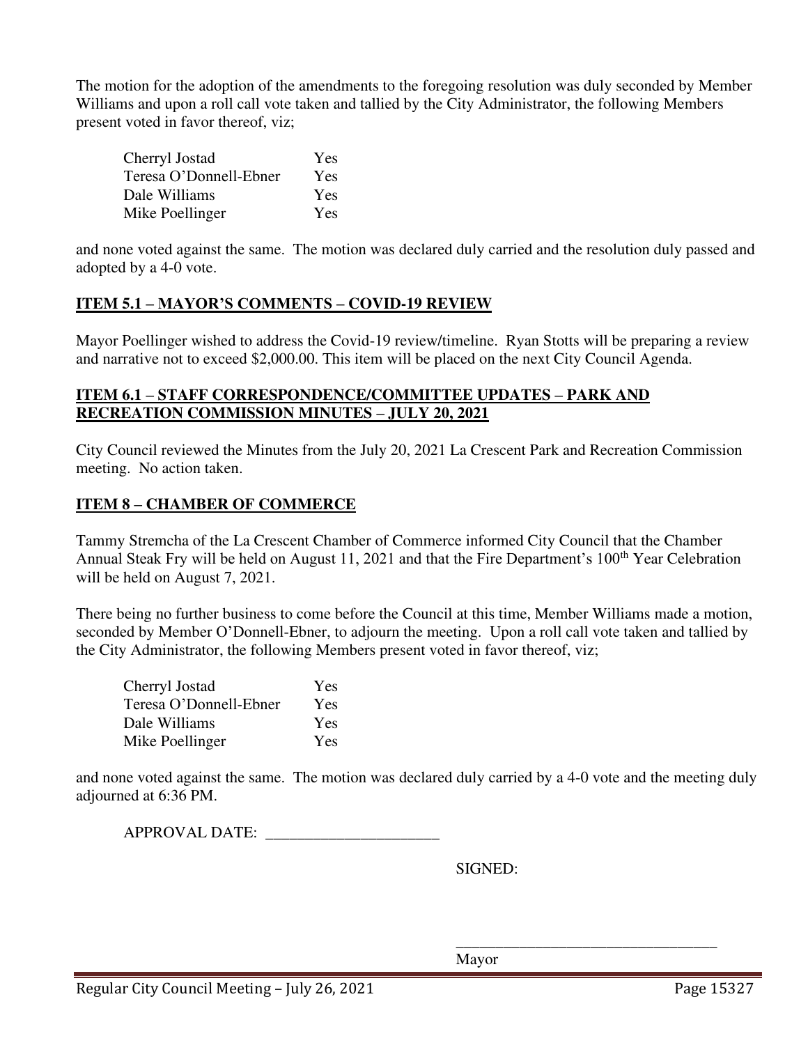The motion for the adoption of the amendments to the foregoing resolution was duly seconded by Member Williams and upon a roll call vote taken and tallied by the City Administrator, the following Members present voted in favor thereof, viz;

| | |
|---|---|
| Cherryl Jostad | Yes |
| Teresa O'Donnell-Ebner | Yes |
| Dale Williams | Yes |
| Mike Poellinger | Yes |

and none voted against the same. The motion was declared duly carried and the resolution duly passed and adopted by a 4-0 vote.

## ITEM 5.1 – MAYOR'S COMMENTS – COVID-19 REVIEW

Mayor Poellinger wished to address the Covid-19 review/timeline. Ryan Stotts will be preparing a review and narrative not to exceed $2,000.00. This item will be placed on the next City Council Agenda.

## ITEM 6.1 – STAFF CORRESPONDENCE/COMMITTEE UPDATES – PARK AND RECREATION COMMISSION MINUTES – JULY 20, 2021

City Council reviewed the Minutes from the July 20, 2021 La Crescent Park and Recreation Commission meeting. No action taken.

## ITEM 8 – CHAMBER OF COMMERCE

Tammy Stremcha of the La Crescent Chamber of Commerce informed City Council that the Chamber Annual Steak Fry will be held on August 11, 2021 and that the Fire Department's 100th Year Celebration will be held on August 7, 2021.

There being no further business to come before the Council at this time, Member Williams made a motion, seconded by Member O'Donnell-Ebner, to adjourn the meeting. Upon a roll call vote taken and tallied by the City Administrator, the following Members present voted in favor thereof, viz;

| | |
|---|---|
| Cherryl Jostad | Yes |
| Teresa O'Donnell-Ebner | Yes |
| Dale Williams | Yes |
| Mike Poellinger | Yes |

and none voted against the same. The motion was declared duly carried by a 4-0 vote and the meeting duly adjourned at 6:36 PM.

APPROVAL DATE: ______________________

SIGNED:

__________________________________

Mayor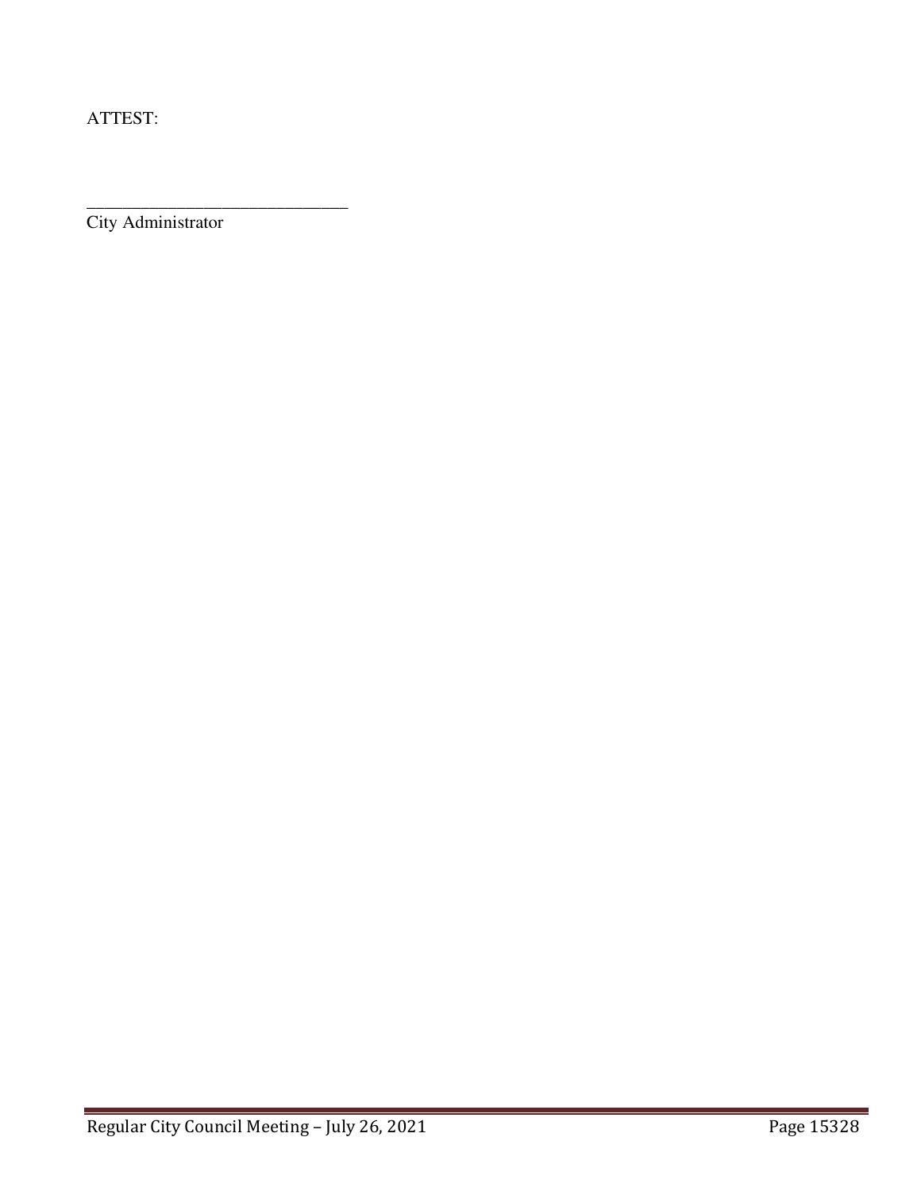ATTEST:

______________________________
City Administrator